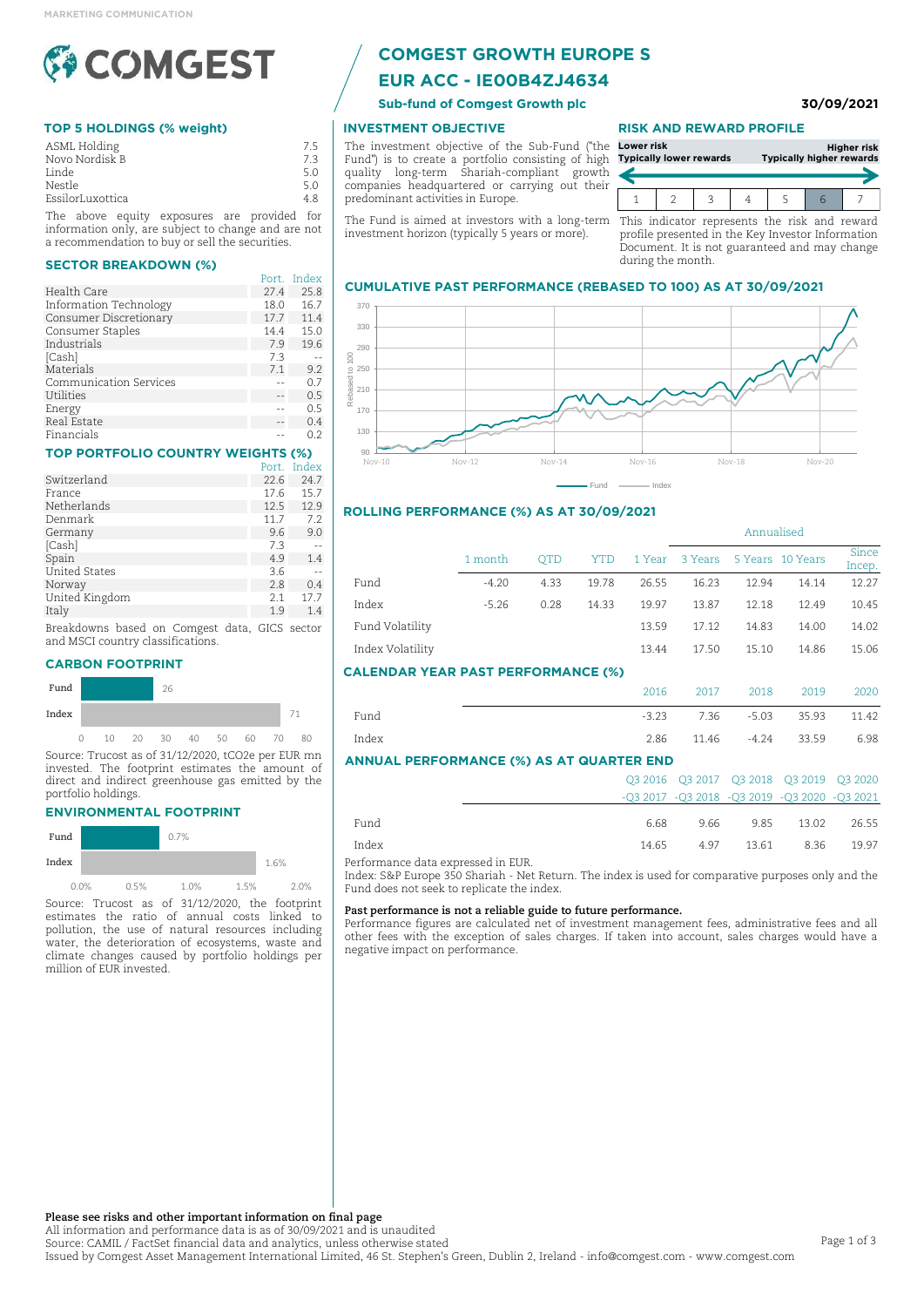MARKETING COMMUNICATION

# COMGEST GROWTH EUROPE S EUR ACC - IE00B4ZJ4634

**Sub-fund of Comgest Growth plc**

**30/09/2021**

## TOP 5 HOLDINGS (% weight)

| Holding | % |
|---|---|
| ASML Holding | 7.5 |
| Novo Nordisk B | 7.3 |
| Linde | 5.0 |
| Nestle | 5.0 |
| EssilorLuxottica | 4.8 |

The above equity exposures are provided for information only, are subject to change and are not a recommendation to buy or sell the securities.

## SECTOR BREAKDOWN (%)

| | Port. | Index |
|---|---|---|
| Health Care | 27.4 | 25.8 |
| Information Technology | 18.0 | 16.7 |
| Consumer Discretionary | 17.7 | 11.4 |
| Consumer Staples | 14.4 | 15.0 |
| Industrials | 7.9 | 19.6 |
| [Cash] | 7.3 | -- |
| Materials | 7.1 | 9.2 |
| Communication Services | -- | 0.7 |
| Utilities | -- | 0.5 |
| Energy | -- | 0.5 |
| Real Estate | -- | 0.4 |
| Financials | -- | 0.2 |

## TOP PORTFOLIO COUNTRY WEIGHTS (%)

| | Port. | Index |
|---|---|---|
| Switzerland | 22.6 | 24.7 |
| France | 17.6 | 15.7 |
| Netherlands | 12.5 | 12.9 |
| Denmark | 11.7 | 7.2 |
| Germany | 9.6 | 9.0 |
| [Cash] | 7.3 | -- |
| Spain | 4.9 | 1.4 |
| United States | 3.6 | -- |
| Norway | 2.8 | 0.4 |
| United Kingdom | 2.1 | 17.7 |
| Italy | 1.9 | 1.4 |

Breakdowns based on Comgest data, GICS sector and MSCI country classifications.

## CARBON FOOTPRINT

| | |
|---|---|
| Fund | 26 |
| Index | 71 |

Source: Trucost as of 31/12/2020, tCO2e per EUR mn invested. The footprint estimates the amount of direct and indirect greenhouse gas emitted by the portfolio holdings.

## ENVIRONMENTAL FOOTPRINT

| | |
|---|---|
| Fund | 0.7% |
| Index | 1.6% |

Source: Trucost as of 31/12/2020, the footprint estimates the ratio of annual costs linked to pollution, the use of natural resources including water, the deterioration of ecosystems, waste and climate changes caused by portfolio holdings per million of EUR invested.

## INVESTMENT OBJECTIVE

The investment objective of the Sub-Fund ("the Fund") is to create a portfolio consisting of high quality long-term Shariah-compliant growth companies headquartered or carrying out their predominant activities in Europe.

The Fund is aimed at investors with a long-term investment horizon (typically 5 years or more).

## RISK AND REWARD PROFILE

Lower risk – Typically lower rewards | Higher risk – Typically higher rewards

1 | 2 | 3 | 4 | 5 | **6** | 7

This indicator represents the risk and reward profile presented in the Key Investor Information Document. It is not guaranteed and may change during the month.

## CUMULATIVE PAST PERFORMANCE (REBASED TO 100) AS AT 30/09/2021

(Chart: Fund vs Index, rebased to 100, Nov-10 to Nov-20)

## ROLLING PERFORMANCE (%) AS AT 30/09/2021

| | 1 month | QTD | YTD | 1 Year | 3 Years | 5 Years | 10 Years | Since Incep. |
|---|---|---|---|---|---|---|---|---|
| | | | | | Annualised | | | |
| Fund | -4.20 | 4.33 | 19.78 | 26.55 | 16.23 | 12.94 | 14.14 | 12.27 |
| Index | -5.26 | 0.28 | 14.33 | 19.97 | 13.87 | 12.18 | 12.49 | 10.45 |
| Fund Volatility | | | | 13.59 | 17.12 | 14.83 | 14.00 | 14.02 |
| Index Volatility | | | | 13.44 | 17.50 | 15.10 | 14.86 | 15.06 |

## CALENDAR YEAR PAST PERFORMANCE (%)

| | 2016 | 2017 | 2018 | 2019 | 2020 |
|---|---|---|---|---|---|
| Fund | -3.23 | 7.36 | -5.03 | 35.93 | 11.42 |
| Index | 2.86 | 11.46 | -4.24 | 33.59 | 6.98 |

## ANNUAL PERFORMANCE (%) AS AT QUARTER END

| | Q3 2016 -Q3 2017 | Q3 2017 -Q3 2018 | Q3 2018 -Q3 2019 | Q3 2019 -Q3 2020 | Q3 2020 -Q3 2021 |
|---|---|---|---|---|---|
| Fund | 6.68 | 9.66 | 9.85 | 13.02 | 26.55 |
| Index | 14.65 | 4.97 | 13.61 | 8.36 | 19.97 |

Performance data expressed in EUR.

Index: S&P Europe 350 Shariah - Net Return. The index is used for comparative purposes only and the Fund does not seek to replicate the index.

**Past performance is not a reliable guide to future performance.**

Performance figures are calculated net of investment management fees, administrative fees and all other fees with the exception of sales charges. If taken into account, sales charges would have a negative impact on performance.

**Please see risks and other important information on final page**

All information and performance data is as of 30/09/2021 and is unaudited

Source: CAMIL / FactSet financial data and analytics, unless otherwise stated

Issued by Comgest Asset Management International Limited, 46 St. Stephen's Green, Dublin 2, Ireland - info@comgest.com - www.comgest.com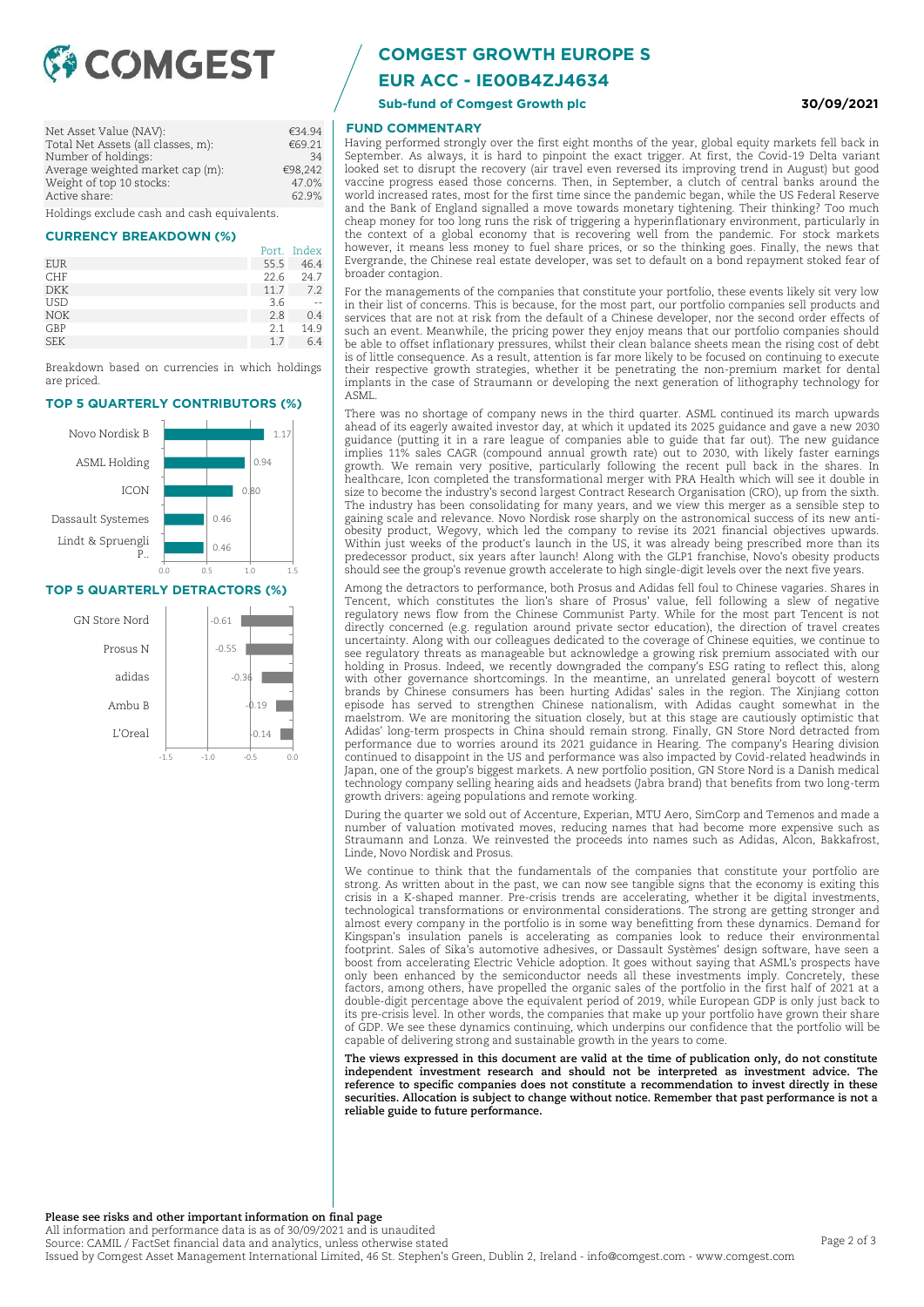# COMGEST GROWTH EUROPE S EUR ACC - IE00B4ZJ4634

**Sub-fund of Comgest Growth plc** **30/09/2021**

| | |
|---|---|
| Net Asset Value (NAV): | €34.94 |
| Total Net Assets (all classes, m): | €69.21 |
| Number of holdings: | 34 |
| Average weighted market cap (m): | €98,242 |
| Weight of top 10 stocks: | 47.0% |
| Active share: | 62.9% |

Holdings exclude cash and cash equivalents.

## CURRENCY BREAKDOWN (%)

| | Port. | Index |
|---|---|---|
| EUR | 55.5 | 46.4 |
| CHF | 22.6 | 24.7 |
| DKK | 11.7 | 7.2 |
| USD | 3.6 | -- |
| NOK | 2.8 | 0.4 |
| GBP | 2.1 | 14.9 |
| SEK | 1.7 | 6.4 |

Breakdown based on currencies in which holdings are priced.

## TOP 5 QUARTERLY CONTRIBUTORS (%)

| | |
|---|---|
| Novo Nordisk B | 1.17 |
| ASML Holding | 0.94 |
| ICON | 0.80 |
| Dassault Systemes | 0.46 |
| Lindt & Spruengli P.. | 0.46 |

## TOP 5 QUARTERLY DETRACTORS (%)

| | |
|---|---|
| GN Store Nord | -0.61 |
| Prosus N | -0.55 |
| adidas | -0.36 |
| Ambu B | -0.19 |
| L'Oreal | -0.14 |

## FUND COMMENTARY

Having performed strongly over the first eight months of the year, global equity markets fell back in September. As always, it is hard to pinpoint the exact trigger. At first, the Covid-19 Delta variant looked set to disrupt the recovery (air travel even reversed its improving trend in August) but good vaccine progress eased those concerns. Then, in September, a clutch of central banks around the world increased rates, most for the first time since the pandemic began, while the US Federal Reserve and the Bank of England signalled a move towards monetary tightening. Their thinking? Too much cheap money for too long runs the risk of triggering a hyperinflationary environment, particularly in the context of a global economy that is recovering well from the pandemic. For stock markets however, it means less money to fuel share prices, or so the thinking goes. Finally, the news that Evergrande, the Chinese real estate developer, was set to default on a bond repayment stoked fear of broader contagion.

For the managements of the companies that constitute your portfolio, these events likely sit very low in their list of concerns. This is because, for the most part, our portfolio companies sell products and services that are not at risk from the default of a Chinese developer, nor the second order effects of such an event. Meanwhile, the pricing power they enjoy means that our portfolio companies should be able to offset inflationary pressures, whilst their clean balance sheets mean the rising cost of debt is of little consequence. As a result, attention is far more likely to be focused on continuing to execute their respective growth strategies, whether it be penetrating the non-premium market for dental implants in the case of Straumann or developing the next generation of lithography technology for ASML.

There was no shortage of company news in the third quarter. ASML continued its march upwards ahead of its eagerly awaited investor day, at which it updated its 2025 guidance and gave a new 2030 guidance (putting it in a rare league of companies able to guide that far out). The new guidance implies 11% sales CAGR (compound annual growth rate) out to 2030, with likely faster earnings growth. We remain very positive, particularly following the recent pull back in the shares. In healthcare, Icon completed the transformational merger with PRA Health which will see it double in size to become the industry's second largest Contract Research Organisation (CRO), up from the sixth. The industry has been consolidating for many years, and we view this merger as a sensible step to gaining scale and relevance. Novo Nordisk rose sharply on the astronomical success of its new anti-obesity product, Wegovy, which led the company to revise its 2021 financial objectives upwards. Within just weeks of the product's launch in the US, it was already being prescribed more than its predecessor product, six years after launch! Along with the GLP1 franchise, Novo's obesity products should see the group's revenue growth accelerate to high single-digit levels over the next five years.

Among the detractors to performance, both Prosus and Adidas fell foul to Chinese vagaries. Shares in Tencent, which constitutes the lion's share of Prosus' value, fell following a slew of negative regulatory news flow from the Chinese Communist Party. While for the most part Tencent is not directly concerned (e.g. regulation around private sector education), the direction of travel creates uncertainty. Along with our colleagues dedicated to the coverage of Chinese equities, we continue to see regulatory threats as manageable but acknowledge a growing risk premium associated with our holding in Prosus. Indeed, we recently downgraded the company's ESG rating to reflect this, along with other governance shortcomings. In the meantime, an unrelated general boycott of western brands by Chinese consumers has been hurting Adidas' sales in the region. The Xinjiang cotton episode has served to strengthen Chinese nationalism, with Adidas caught somewhat in the maelstrom. We are monitoring the situation closely, but at this stage are cautiously optimistic that Adidas' long-term prospects in China should remain strong. Finally, GN Store Nord detracted from performance due to worries around its 2021 guidance in Hearing. The company's Hearing division continued to disappoint in the US and performance was also impacted by Covid-related headwinds in Japan, one of the group's biggest markets. A new portfolio position, GN Store Nord is a Danish medical technology company selling hearing aids and headsets (Jabra brand) that benefits from two long-term growth drivers: ageing populations and remote working.

During the quarter we sold out of Accenture, Experian, MTU Aero, SimCorp and Temenos and made a number of valuation motivated moves, reducing names that had become more expensive such as Straumann and Lonza. We reinvested the proceeds into names such as Adidas, Alcon, Bakkafrost, Linde, Novo Nordisk and Prosus.

We continue to think that the fundamentals of the companies that constitute your portfolio are strong. As written about in the past, we can now see tangible signs that the economy is exiting this crisis in a K-shaped manner. Pre-crisis trends are accelerating, whether it be digital investments, technological transformations or environmental considerations. The strong are getting stronger and almost every company in the portfolio is in some way benefitting from these dynamics. Demand for Kingspan's insulation panels is accelerating as companies look to reduce their environmental footprint. Sales of Sika's automotive adhesives, or Dassault Systèmes' design software, have seen a boost from accelerating Electric Vehicle adoption. It goes without saying that ASML's prospects have only been enhanced by the semiconductor needs all these investments imply. Concretely, these factors, among others, have propelled the organic sales of the portfolio in the first half of 2021 at a double-digit percentage above the equivalent period of 2019, while European GDP is only just back to its pre-crisis level. In other words, the companies that make up your portfolio have grown their share of GDP. We see these dynamics continuing, which underpins our confidence that the portfolio will be capable of delivering strong and sustainable growth in the years to come.

**The views expressed in this document are valid at the time of publication only, do not constitute independent investment research and should not be interpreted as investment advice. The reference to specific companies does not constitute a recommendation to invest directly in these securities. Allocation is subject to change without notice. Remember that past performance is not a reliable guide to future performance.**

**Please see risks and other important information on final page**
All information and performance data is as of 30/09/2021 and is unaudited
Source: CAMIL / FactSet financial data and analytics, unless otherwise stated
Issued by Comgest Asset Management International Limited, 46 St. Stephen's Green, Dublin 2, Ireland - info@comgest.com - www.comgest.com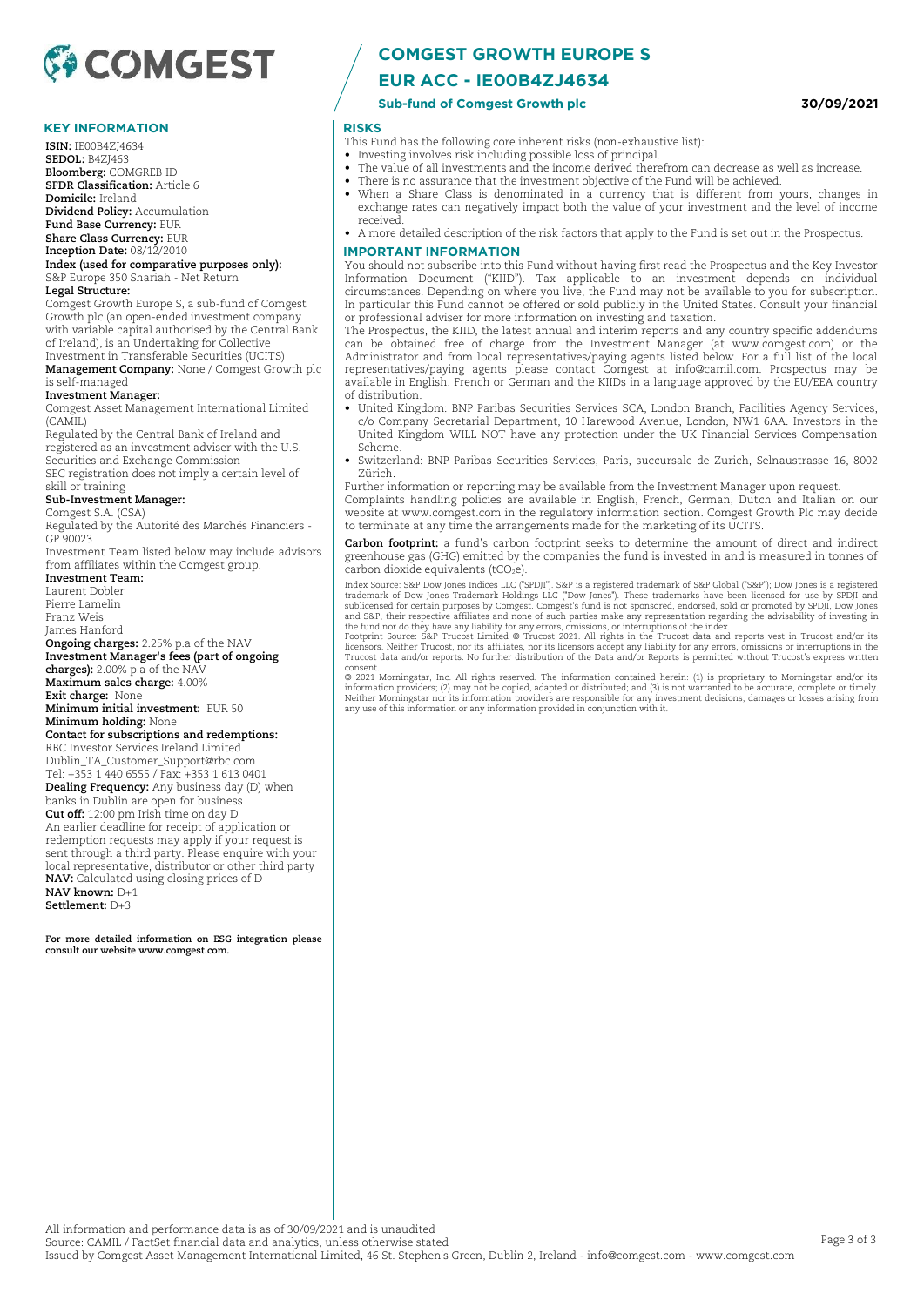# COMGEST GROWTH EUROPE S EUR ACC - IE00B4ZJ4634

**Sub-fund of Comgest Growth plc**

**30/09/2021**

## KEY INFORMATION

**ISIN:** IE00B4ZJ4634
**SEDOL:** B4ZJ463
**Bloomberg:** COMGREB ID
**SFDR Classification:** Article 6
**Domicile:** Ireland
**Dividend Policy:** Accumulation
**Fund Base Currency:** EUR
**Share Class Currency:** EUR
**Inception Date:** 08/12/2010
**Index (used for comparative purposes only):**
S&P Europe 350 Shariah - Net Return
**Legal Structure:**
Comgest Growth Europe S, a sub-fund of Comgest Growth plc (an open-ended investment company with variable capital authorised by the Central Bank of Ireland), is an Undertaking for Collective Investment in Transferable Securities (UCITS)
**Management Company:** None / Comgest Growth plc is self-managed
**Investment Manager:**
Comgest Asset Management International Limited (CAMIL)
Regulated by the Central Bank of Ireland and registered as an investment adviser with the U.S. Securities and Exchange Commission
SEC registration does not imply a certain level of skill or training
**Sub-Investment Manager:**
Comgest S.A. (CSA)
Regulated by the Autorité des Marchés Financiers - GP 90023
Investment Team listed below may include advisors from affiliates within the Comgest group.
**Investment Team:**
Laurent Dobler
Pierre Lamelin
Franz Weis
James Hanford
**Ongoing charges:** 2.25% p.a of the NAV
**Investment Manager's fees (part of ongoing charges):** 2.00% p.a of the NAV
**Maximum sales charge:** 4.00%
**Exit charge:** None
**Minimum initial investment:** EUR 50
**Minimum holding:** None
**Contact for subscriptions and redemptions:**
RBC Investor Services Ireland Limited
Dublin_TA_Customer_Support@rbc.com
Tel: +353 1 440 6555 / Fax: +353 1 613 0401
**Dealing Frequency:** Any business day (D) when banks in Dublin are open for business
**Cut off:** 12:00 pm Irish time on day D
An earlier deadline for receipt of application or redemption requests may apply if your request is sent through a third party. Please enquire with your local representative, distributor or other third party
**NAV:** Calculated using closing prices of D
**NAV known:** D+1
**Settlement:** D+3

**For more detailed information on ESG integration please consult our website www.comgest.com.**

## RISKS

This Fund has the following core inherent risks (non-exhaustive list):

- Investing involves risk including possible loss of principal.
- The value of all investments and the income derived therefrom can decrease as well as increase.
- There is no assurance that the investment objective of the Fund will be achieved.
- When a Share Class is denominated in a currency that is different from yours, changes in exchange rates can negatively impact both the value of your investment and the level of income received.
- A more detailed description of the risk factors that apply to the Fund is set out in the Prospectus.

## IMPORTANT INFORMATION

You should not subscribe into this Fund without having first read the Prospectus and the Key Investor Information Document ("KIID"). Tax applicable to an investment depends on individual circumstances. Depending on where you live, the Fund may not be available to you for subscription. In particular this Fund cannot be offered or sold publicly in the United States. Consult your financial or professional adviser for more information on investing and taxation.

The Prospectus, the KIID, the latest annual and interim reports and any country specific addendums can be obtained free of charge from the Investment Manager (at www.comgest.com) or the Administrator and from local representatives/paying agents listed below. For a full list of the local representatives/paying agents please contact Comgest at info@camil.com. Prospectus may be available in English, French or German and the KIIDs in a language approved by the EU/EEA country of distribution.

- United Kingdom: BNP Paribas Securities Services SCA, London Branch, Facilities Agency Services, c/o Company Secretarial Department, 10 Harewood Avenue, London, NW1 6AA. Investors in the United Kingdom WILL NOT have any protection under the UK Financial Services Compensation Scheme.
- Switzerland: BNP Paribas Securities Services, Paris, succursale de Zurich, Selnaustrasse 16, 8002 Zürich.

Further information or reporting may be available from the Investment Manager upon request.

Complaints handling policies are available in English, French, German, Dutch and Italian on our website at www.comgest.com in the regulatory information section. Comgest Growth Plc may decide to terminate at any time the arrangements made for the marketing of its UCITS.

**Carbon footprint:** a fund's carbon footprint seeks to determine the amount of direct and indirect greenhouse gas (GHG) emitted by the companies the fund is invested in and is measured in tonnes of carbon dioxide equivalents ($tCO_2e$).

Index Source: S&P Dow Jones Indices LLC ("SPDJI"). S&P is a registered trademark of S&P Global ("S&P"); Dow Jones is a registered trademark of Dow Jones Trademark Holdings LLC ("Dow Jones"). These trademarks have been licensed for use by SPDJI and sublicensed for certain purposes by Comgest. Comgest's fund is not sponsored, endorsed, sold or promoted by SPDJI, Dow Jones and S&P, their respective affiliates and none of such parties make any representation regarding the advisability of investing in the fund nor do they have any liability for any errors, omissions, or interruptions of the index.
Footprint Source: S&P Trucost Limited © Trucost 2021. All rights in the Trucost data and reports vest in Trucost and/or its licensors. Neither Trucost, nor its affiliates, nor its licensors accept any liability for any errors, omissions or interruptions in the Trucost data and/or reports. No further distribution of the Data and/or Reports is permitted without Trucost's express written consent.
© 2021 Morningstar, Inc. All rights reserved. The information contained herein: (1) is proprietary to Morningstar and/or its information providers; (2) may not be copied, adapted or distributed; and (3) is not warranted to be accurate, complete or timely. Neither Morningstar nor its information providers are responsible for any investment decisions, damages or losses arising from any use of this information or any information provided in conjunction with it.

All information and performance data is as of 30/09/2021 and is unaudited
Source: CAMIL / FactSet financial data and analytics, unless otherwise stated
Issued by Comgest Asset Management International Limited, 46 St. Stephen's Green, Dublin 2, Ireland - info@comgest.com - www.comgest.com